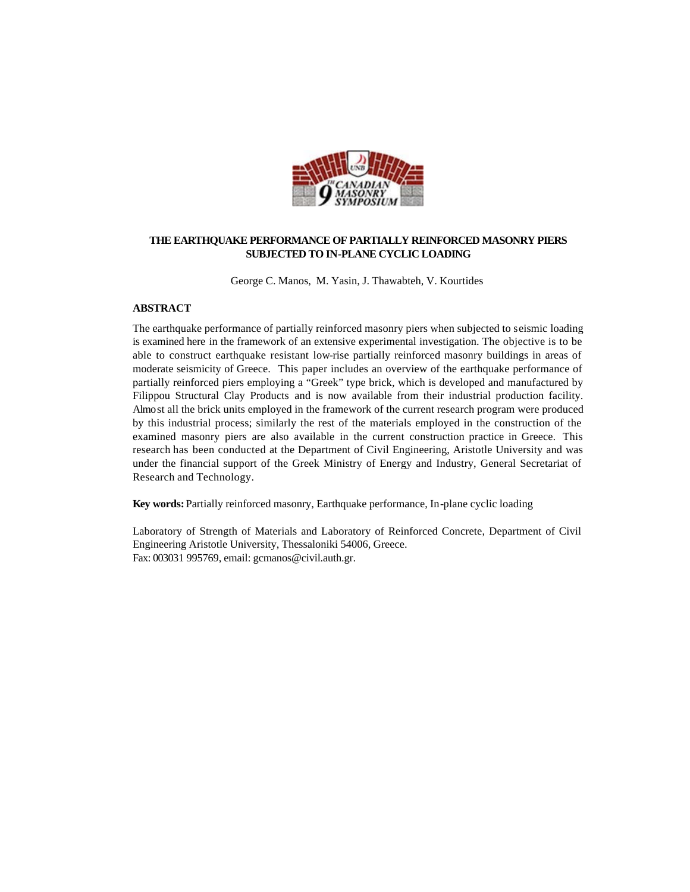# THE EARTHQUAKE PERFORMANCE OF PARTIALLY REINFORCED MASONRY PIERS SUBJECTED TO IN-PLANE CYCLIC LOADING

George C. Manos, M. Yasin, J. Thawabteh, V. Kourtides

## ABSTRACT

The earthquake performance of partially reinforced masonry piers when subjected to seismic loading is examined here in the framework of an extensive experimental investigation. The objective is to be able to construct earthquake resistant low-rise partially reinforced masonry buildings in areas of moderate seismicity of Greece. This paper includes an overview of the earthquake performance of partially reinforced piers employing a "Greek" type brick, which is developed and manufactured by Filippou Structural Clay Products and is now available from their industrial production facility. Almost all the brick units employed in the framework of the current research program were produced by this industrial process; similarly the rest of the materials employed in the construction of the examined masonry piers are also available in the current construction practice in Greece. This research has been conducted at the Department of Civil Engineering, Aristotle University and was under the financial support of the Greek Ministry of Energy and Industry, General Secretariat of Research and Technology.

**Key words:** Partially reinforced masonry, Earthquake performance, In-plane cyclic loading

Laboratory of Strength of Materials and Laboratory of Reinforced Concrete, Department of Civil Engineering Aristotle University, Thessaloniki 54006, Greece.
Fax: 003031 995769, email: gcmanos@civil.auth.gr.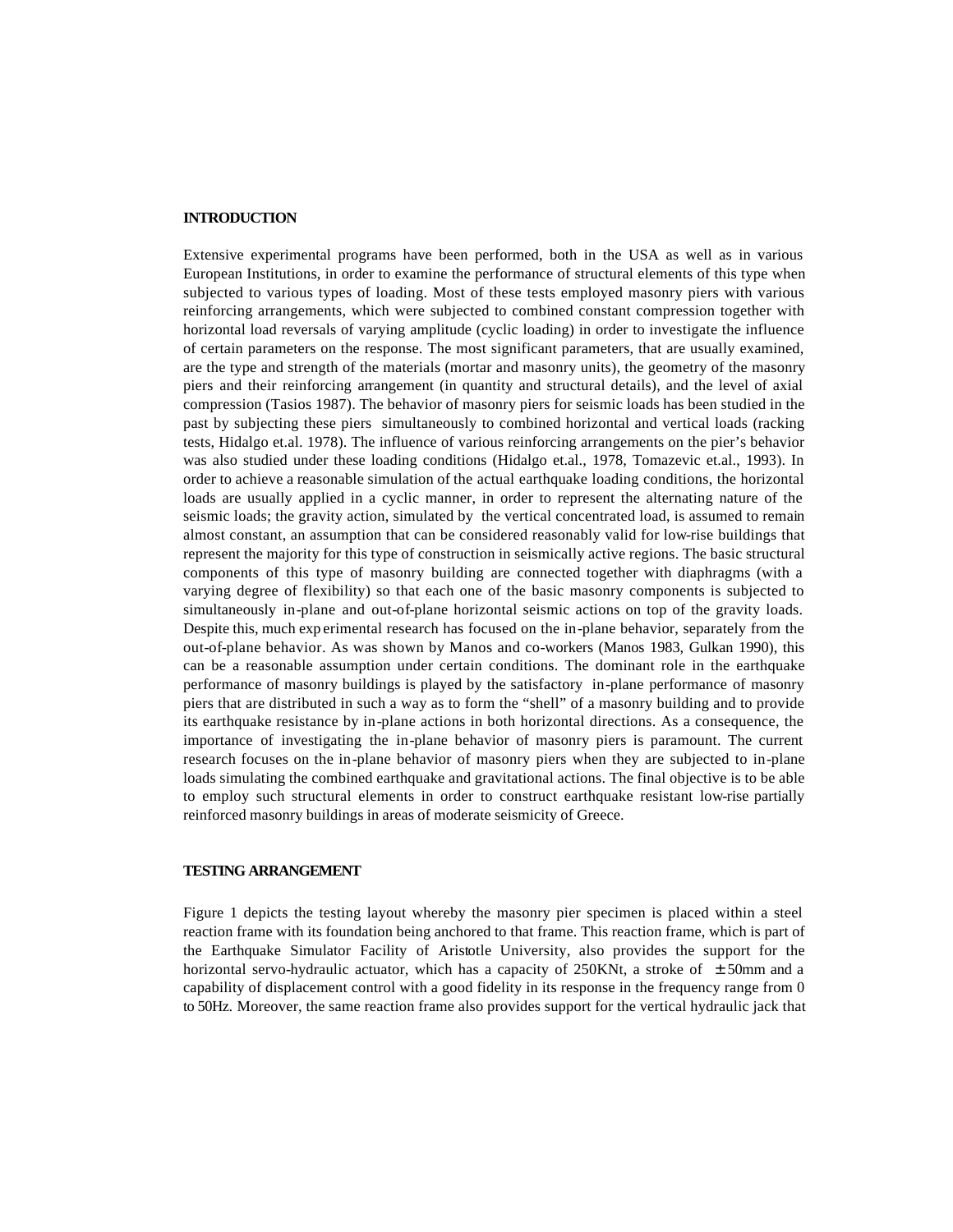## INTRODUCTION

Extensive experimental programs have been performed, both in the USA as well as in various European Institutions, in order to examine the performance of structural elements of this type when subjected to various types of loading. Most of these tests employed masonry piers with various reinforcing arrangements, which were subjected to combined constant compression together with horizontal load reversals of varying amplitude (cyclic loading) in order to investigate the influence of certain parameters on the response. The most significant parameters, that are usually examined, are the type and strength of the materials (mortar and masonry units), the geometry of the masonry piers and their reinforcing arrangement (in quantity and structural details), and the level of axial compression (Tasios 1987). The behavior of masonry piers for seismic loads has been studied in the past by subjecting these piers simultaneously to combined horizontal and vertical loads (racking tests, Hidalgo et.al. 1978). The influence of various reinforcing arrangements on the pier's behavior was also studied under these loading conditions (Hidalgo et.al., 1978, Tomazevic et.al., 1993). In order to achieve a reasonable simulation of the actual earthquake loading conditions, the horizontal loads are usually applied in a cyclic manner, in order to represent the alternating nature of the seismic loads; the gravity action, simulated by the vertical concentrated load, is assumed to remain almost constant, an assumption that can be considered reasonably valid for low-rise buildings that represent the majority for this type of construction in seismically active regions. The basic structural components of this type of masonry building are connected together with diaphragms (with a varying degree of flexibility) so that each one of the basic masonry components is subjected to simultaneously in-plane and out-of-plane horizontal seismic actions on top of the gravity loads. Despite this, much experimental research has focused on the in-plane behavior, separately from the out-of-plane behavior. As was shown by Manos and co-workers (Manos 1983, Gulkan 1990), this can be a reasonable assumption under certain conditions. The dominant role in the earthquake performance of masonry buildings is played by the satisfactory in-plane performance of masonry piers that are distributed in such a way as to form the "shell" of a masonry building and to provide its earthquake resistance by in-plane actions in both horizontal directions. As a consequence, the importance of investigating the in-plane behavior of masonry piers is paramount. The current research focuses on the in-plane behavior of masonry piers when they are subjected to in-plane loads simulating the combined earthquake and gravitational actions. The final objective is to be able to employ such structural elements in order to construct earthquake resistant low-rise partially reinforced masonry buildings in areas of moderate seismicity of Greece.

## TESTING ARRANGEMENT

Figure 1 depicts the testing layout whereby the masonry pier specimen is placed within a steel reaction frame with its foundation being anchored to that frame. This reaction frame, which is part of the Earthquake Simulator Facility of Aristotle University, also provides the support for the horizontal servo-hydraulic actuator, which has a capacity of 250KNt, a stroke of $\pm$50mm and a capability of displacement control with a good fidelity in its response in the frequency range from 0 to 50Hz. Moreover, the same reaction frame also provides support for the vertical hydraulic jack that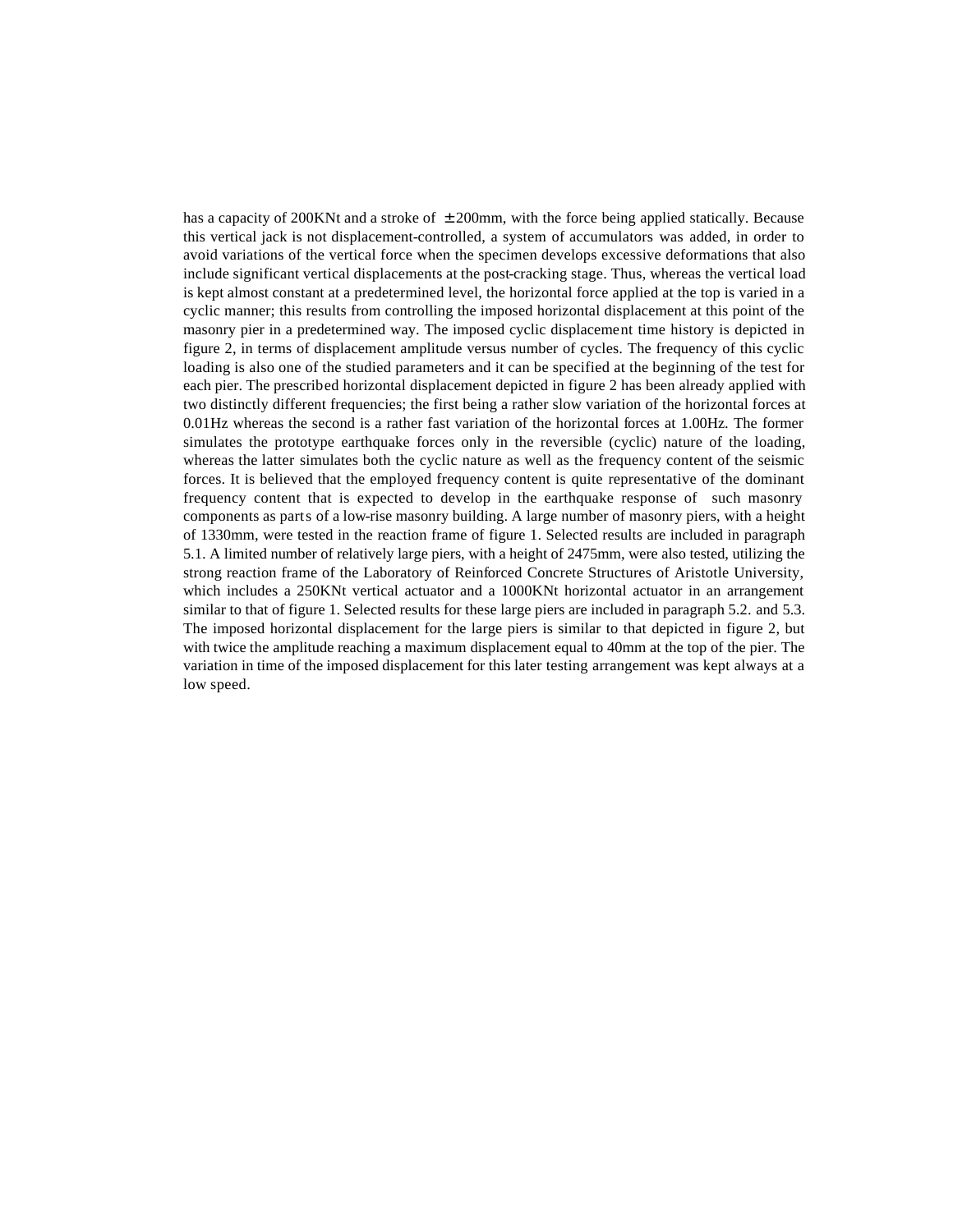has a capacity of 200KNt and a stroke of ±200mm, with the force being applied statically. Because this vertical jack is not displacement-controlled, a system of accumulators was added, in order to avoid variations of the vertical force when the specimen develops excessive deformations that also include significant vertical displacements at the post-cracking stage. Thus, whereas the vertical load is kept almost constant at a predetermined level, the horizontal force applied at the top is varied in a cyclic manner; this results from controlling the imposed horizontal displacement at this point of the masonry pier in a predetermined way. The imposed cyclic displacement time history is depicted in figure 2, in terms of displacement amplitude versus number of cycles. The frequency of this cyclic loading is also one of the studied parameters and it can be specified at the beginning of the test for each pier. The prescribed horizontal displacement depicted in figure 2 has been already applied with two distinctly different frequencies; the first being a rather slow variation of the horizontal forces at 0.01Hz whereas the second is a rather fast variation of the horizontal forces at 1.00Hz. The former simulates the prototype earthquake forces only in the reversible (cyclic) nature of the loading, whereas the latter simulates both the cyclic nature as well as the frequency content of the seismic forces. It is believed that the employed frequency content is quite representative of the dominant frequency content that is expected to develop in the earthquake response of such masonry components as parts of a low-rise masonry building. A large number of masonry piers, with a height of 1330mm, were tested in the reaction frame of figure 1. Selected results are included in paragraph 5.1. A limited number of relatively large piers, with a height of 2475mm, were also tested, utilizing the strong reaction frame of the Laboratory of Reinforced Concrete Structures of Aristotle University, which includes a 250KNt vertical actuator and a 1000KNt horizontal actuator in an arrangement similar to that of figure 1. Selected results for these large piers are included in paragraph 5.2. and 5.3. The imposed horizontal displacement for the large piers is similar to that depicted in figure 2, but with twice the amplitude reaching a maximum displacement equal to 40mm at the top of the pier. The variation in time of the imposed displacement for this later testing arrangement was kept always at a low speed.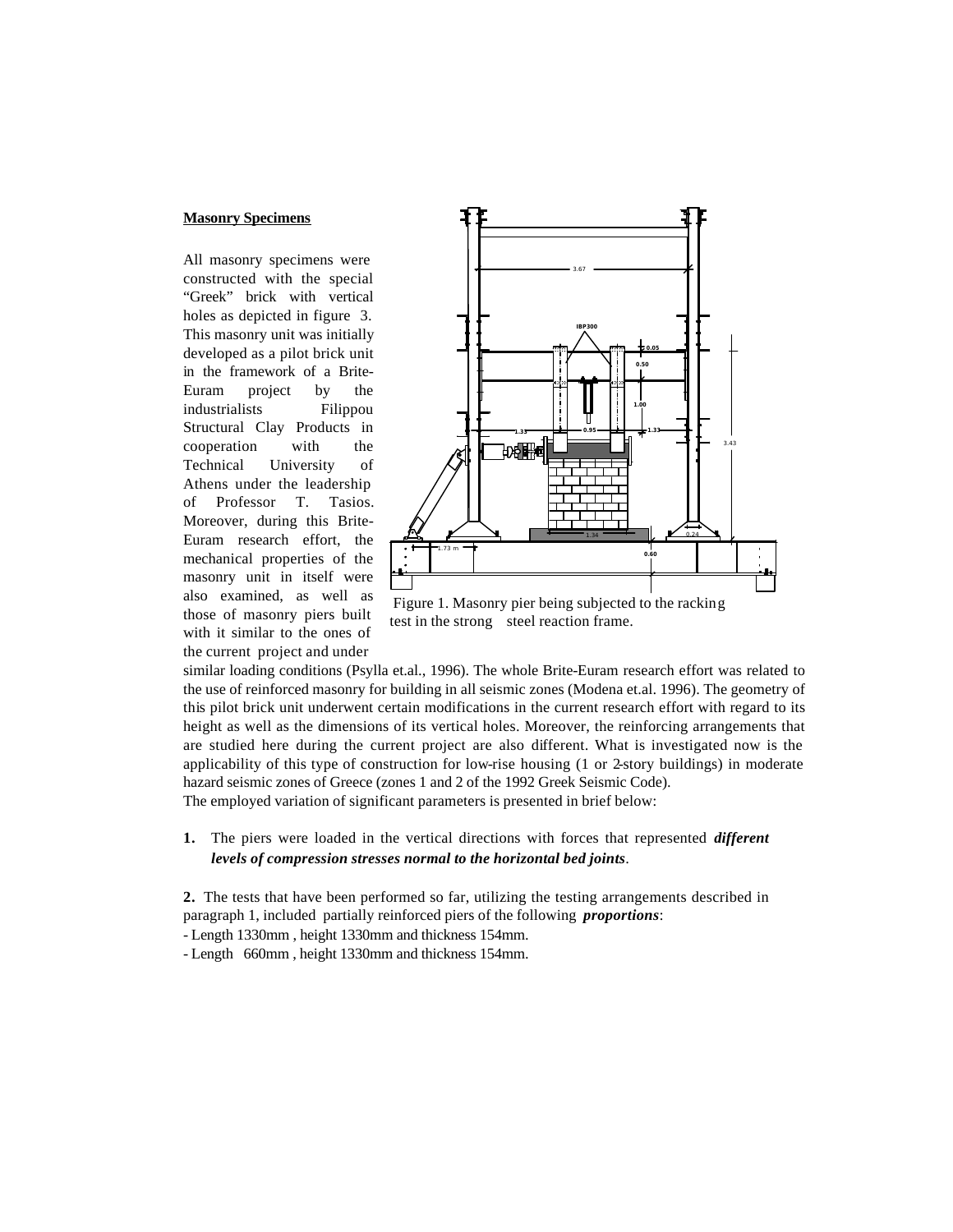**Masonry Specimens**

All masonry specimens were constructed with the special "Greek" brick with vertical holes as depicted in figure 3. This masonry unit was initially developed as a pilot brick unit in the framework of a Brite-Euram project by the industrialists Filippou Structural Clay Products in cooperation with the Technical University of Athens under the leadership of Professor T. Tasios. Moreover, during this Brite-Euram research effort, the mechanical properties of the masonry unit in itself were also examined, as well as those of masonry piers built with it similar to the ones of the current project and under similar loading conditions (Psylla et.al., 1996). The whole Brite-Euram research effort was related to the use of reinforced masonry for building in all seismic zones (Modena et.al. 1996). The geometry of this pilot brick unit underwent certain modifications in the current research effort with regard to its height as well as the dimensions of its vertical holes. Moreover, the reinforcing arrangements that are studied here during the current project are also different. What is investigated now is the applicability of this type of construction for low-rise housing (1 or 2-story buildings) in moderate hazard seismic zones of Greece (zones 1 and 2 of the 1992 Greek Seismic Code).

3.67

IBP300

0.05

0.50

1.00

1.33

0.95

1.33

3.43

1.34

0.24

1.73 m

0.60

Figure 1. Masonry pier being subjected to the racking test in the strong steel reaction frame.

The employed variation of significant parameters is presented in brief below:

1. The piers were loaded in the vertical directions with forces that represented ***different levels of compression stresses normal to the horizontal bed joints***.

**2.** The tests that have been performed so far, utilizing the testing arrangements described in paragraph 1, included partially reinforced piers of the following ***proportions***:

- Length 1330mm , height 1330mm and thickness 154mm.
- Length 660mm , height 1330mm and thickness 154mm.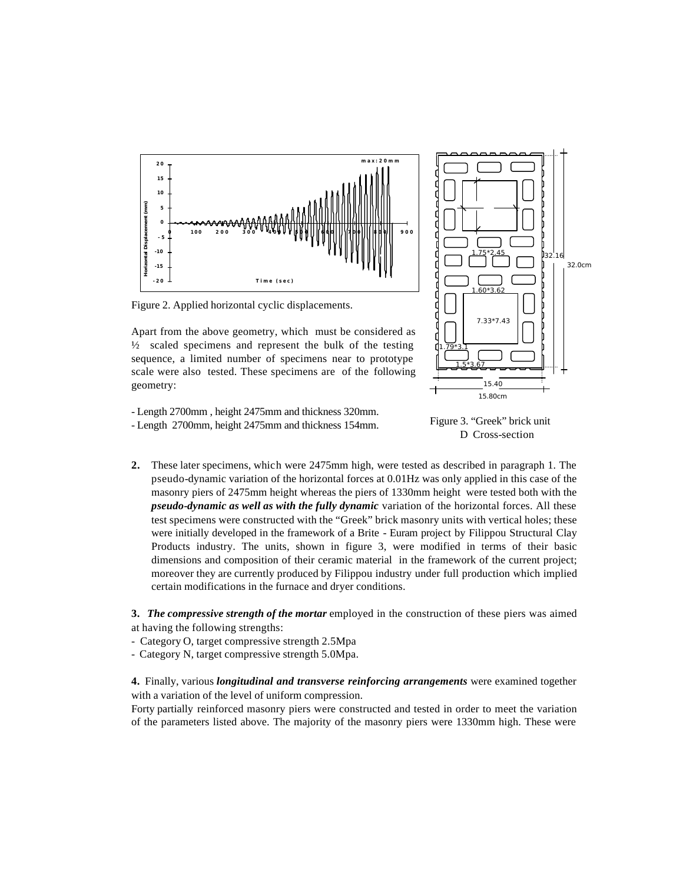max:20mm

20
15
10
5
0
-5
-10
-15
-20

0 100 200 300 400 500 600 700 800 900

Horizontal Displacement (mm)

Time (sec)

Figure 2. Applied horizontal cyclic displacements.

1.75*2.45

1.60*3.62

7.33*7.43

1.79*3.1

1.5*3.67

32.16

32.0cm

15.40

15.80cm

Figure 3. "Greek" brick unit
D Cross-section

Apart from the above geometry, which must be considered as ½ scaled specimens and represent the bulk of the testing sequence, a limited number of specimens near to prototype scale were also tested. These specimens are of the following geometry:

- Length 2700mm , height 2475mm and thickness 320mm.
- Length 2700mm, height 2475mm and thickness 154mm.

**2.** These later specimens, which were 2475mm high, were tested as described in paragraph 1. The pseudo-dynamic variation of the horizontal forces at 0.01Hz was only applied in this case of the masonry piers of 2475mm height whereas the piers of 1330mm height were tested both with the ***pseudo-dynamic as well as with the fully dynamic*** variation of the horizontal forces. All these test specimens were constructed with the "Greek" brick masonry units with vertical holes; these were initially developed in the framework of a Brite - Euram project by Filippou Structural Clay Products industry. The units, shown in figure 3, were modified in terms of their basic dimensions and composition of their ceramic material in the framework of the current project; moreover they are currently produced by Filippou industry under full production which implied certain modifications in the furnace and dryer conditions.

**3.** ***The compressive strength of the mortar*** employed in the construction of these piers was aimed at having the following strengths:

- Category O, target compressive strength 2.5Mpa
- Category N, target compressive strength 5.0Mpa.

**4.** Finally, various ***longitudinal and transverse reinforcing arrangements*** were examined together with a variation of the level of uniform compression.

Forty partially reinforced masonry piers were constructed and tested in order to meet the variation of the parameters listed above. The majority of the masonry piers were 1330mm high. These were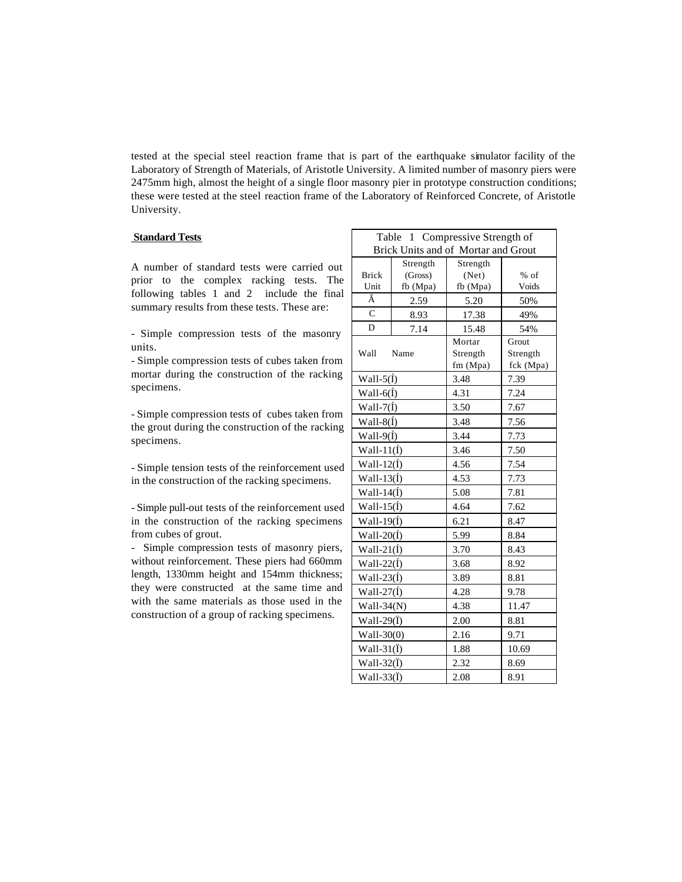tested at the special steel reaction frame that is part of the earthquake simulator facility of the Laboratory of Strength of Materials, of Aristotle University. A limited number of masonry piers were 2475mm high, almost the height of a single floor masonry pier in prototype construction conditions; these were tested at the steel reaction frame of the Laboratory of Reinforced Concrete, of Aristotle University.

**Standard Tests**

A number of standard tests were carried out prior to the complex racking tests. The following tables 1 and 2 include the final summary results from these tests. These are:

- Simple compression tests of the masonry units.
- Simple compression tests of cubes taken from mortar during the construction of the racking specimens.
- Simple compression tests of cubes taken from the grout during the construction of the racking specimens.
- Simple tension tests of the reinforcement used in the construction of the racking specimens.
- Simple pull-out tests of the reinforcement used in the construction of the racking specimens from cubes of grout.
- Simple compression tests of masonry piers, without reinforcement. These piers had 660mm length, 1330mm height and 154mm thickness; they were constructed at the same time and with the same materials as those used in the construction of a group of racking specimens.

Table 1 Compressive Strength of Brick Units and of Mortar and Grout

| Brick Unit | Strength (Gross) fb (Mpa) | Strength (Net) fb (Mpa) | % of Voids |
|---|---|---|---|
| Â | 2.59 | 5.20 | 50% |
| C | 8.93 | 17.38 | 49% |
| D | 7.14 | 15.48 | 54% |
| **Wall Name** | | **Mortar Strength fm (Mpa)** | **Grout Strength fck (Mpa)** |
| Wall-5(Í) | | 3.48 | 7.39 |
| Wall-6(Í) | | 4.31 | 7.24 |
| Wall-7(Í) | | 3.50 | 7.67 |
| Wall-8(Í) | | 3.48 | 7.56 |
| Wall-9(Í) | | 3.44 | 7.73 |
| Wall-11(Í) | | 3.46 | 7.50 |
| Wall-12(Í) | | 4.56 | 7.54 |
| Wall-13(Í) | | 4.53 | 7.73 |
| Wall-14(Í) | | 5.08 | 7.81 |
| Wall-15(Í) | | 4.64 | 7.62 |
| Wall-19(Í) | | 6.21 | 8.47 |
| Wall-20(Í) | | 5.99 | 8.84 |
| Wall-21(Í) | | 3.70 | 8.43 |
| Wall-22(Í) | | 3.68 | 8.92 |
| Wall-23(Í) | | 3.89 | 8.81 |
| Wall-27(Í) | | 4.28 | 9.78 |
| Wall-34(N) | | 4.38 | 11.47 |
| Wall-29(Ï) | | 2.00 | 8.81 |
| Wall-30(0) | | 2.16 | 9.71 |
| Wall-31(Ï) | | 1.88 | 10.69 |
| Wall-32(Ï) | | 2.32 | 8.69 |
| Wall-33(Ï) | | 2.08 | 8.91 |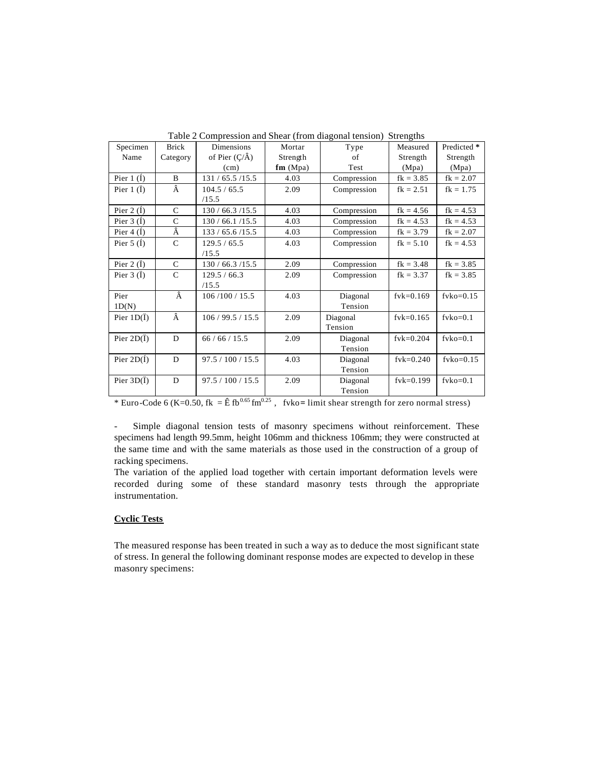Table 2 Compression and Shear (from diagonal tension) Strengths

| Specimen Name | Brick Category | Dimensions of Pier (Ç/Â) (cm) | Mortar Strength **fm** (Mpa) | Type of Test | Measured Strength (Mpa) | Predicted * Strength (Mpa) |
|---|---|---|---|---|---|---|
| Pier 1 (Í) | B | 131 / 65.5 /15.5 | 4.03 | Compression | fk = 3.85 | fk = 2.07 |
| Pier 1 (Ï) | Â | 104.5 / 65.5 /15.5 | 2.09 | Compression | fk = 2.51 | fk = 1.75 |
| Pier 2 (Í) | C | 130 / 66.3 /15.5 | 4.03 | Compression | fk = 4.56 | fk = 4.53 |
| Pier 3 (Í) | C | 130 / 66.1 /15.5 | 4.03 | Compression | fk = 4.53 | fk = 4.53 |
| Pier 4 (Í) | Â | 133 / 65.6 /15.5 | 4.03 | Compression | fk = 3.79 | fk = 2.07 |
| Pier 5 (Í) | C | 129.5 / 65.5 /15.5 | 4.03 | Compression | fk = 5.10 | fk = 4.53 |
| Pier 2 (Ï) | C | 130 / 66.3 /15.5 | 2.09 | Compression | fk = 3.48 | fk = 3.85 |
| Pier 3 (Ï) | C | 129.5 / 66.3 /15.5 | 2.09 | Compression | fk = 3.37 | fk = 3.85 |
| Pier 1D(N) | Â | 106 /100 / 15.5 | 4.03 | Diagonal Tension | fvk=0.169 | fvko=0.15 |
| Pier 1D(Ï) | Â | 106 / 99.5 / 15.5 | 2.09 | Diagonal Tension | fvk=0.165 | fvko=0.1 |
| Pier 2D(Ï) | D | 66 / 66 / 15.5 | 2.09 | Diagonal Tension | fvk=0.204 | fvko=0.1 |
| Pier 2D(Í) | D | 97.5 / 100 / 15.5 | 4.03 | Diagonal Tension | fvk=0.240 | fvko=0.15 |
| Pier 3D(Ï) | D | 97.5 / 100 / 15.5 | 2.09 | Diagonal Tension | fvk=0.199 | fvko=0.1 |

\* Euro-Code 6 (K=0.50, $fk = \hat{E}\, fb^{0.65} fm^{0.25}$ , fvko= limit shear strength for zero normal stress)

- Simple diagonal tension tests of masonry specimens without reinforcement. These specimens had length 99.5mm, height 106mm and thickness 106mm; they were constructed at the same time and with the same materials as those used in the construction of a group of racking specimens.

The variation of the applied load together with certain important deformation levels were recorded during some of these standard masonry tests through the appropriate instrumentation.

**Cyclic Tests**

The measured response has been treated in such a way as to deduce the most significant state of stress. In general the following dominant response modes are expected to develop in these masonry specimens: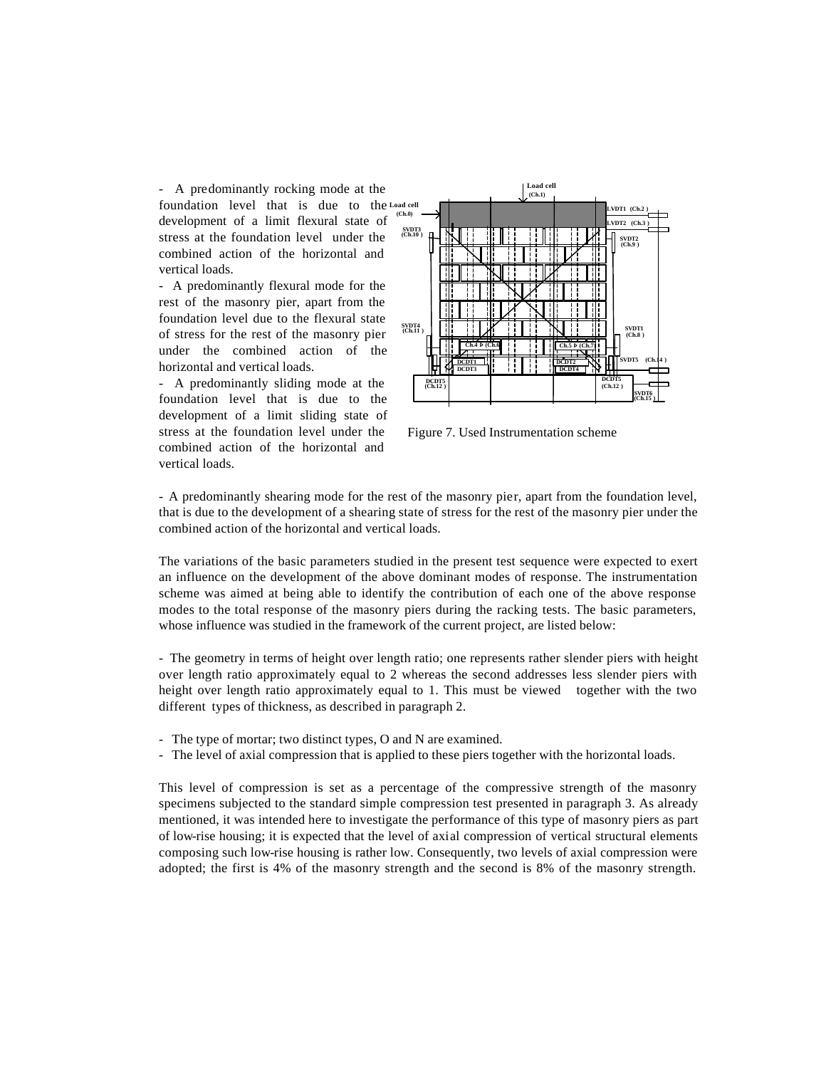- A predominantly rocking mode at the foundation level that is due to the development of a limit flexural state of stress at the foundation level under the combined action of the horizontal and vertical loads.

- A predominantly flexural mode for the rest of the masonry pier, apart from the foundation level due to the flexural state of stress for the rest of the masonry pier under the combined action of the horizontal and vertical loads.

- A predominantly sliding mode at the foundation level that is due to the development of a limit sliding state of stress at the foundation level under the combined action of the horizontal and vertical loads.

Load cell (Ch.1)
Load cell (Ch.0)
LVDT1 (Ch.2)
LVDT2 (Ch.3)
SVDT3 (Ch.10)
SVDT2 (Ch.9)
SVDT4 (Ch.11)
SVDT1 (Ch.8)
Ch.4 Þ (Ch.6)
Ch.5 Þ (Ch.7)
DCDT1
DCDT3
DCDT2
DCDT4
SVDT5 (Ch.14)
DCDT5 (Ch.12)
DCDT5 (Ch.12)
SVDT6 (Ch.15)

Figure 7. Used Instrumentation scheme

- A predominantly shearing mode for the rest of the masonry pier, apart from the foundation level, that is due to the development of a shearing state of stress for the rest of the masonry pier under the combined action of the horizontal and vertical loads.

The variations of the basic parameters studied in the present test sequence were expected to exert an influence on the development of the above dominant modes of response. The instrumentation scheme was aimed at being able to identify the contribution of each one of the above response modes to the total response of the masonry piers during the racking tests. The basic parameters, whose influence was studied in the framework of the current project, are listed below:

- The geometry in terms of height over length ratio; one represents rather slender piers with height over length ratio approximately equal to 2 whereas the second addresses less slender piers with height over length ratio approximately equal to 1. This must be viewed together with the two different types of thickness, as described in paragraph 2.

- The type of mortar; two distinct types, O and N are examined.
- The level of axial compression that is applied to these piers together with the horizontal loads.

This level of compression is set as a percentage of the compressive strength of the masonry specimens subjected to the standard simple compression test presented in paragraph 3. As already mentioned, it was intended here to investigate the performance of this type of masonry piers as part of low-rise housing; it is expected that the level of axial compression of vertical structural elements composing such low-rise housing is rather low. Consequently, two levels of axial compression were adopted; the first is 4% of the masonry strength and the second is 8% of the masonry strength.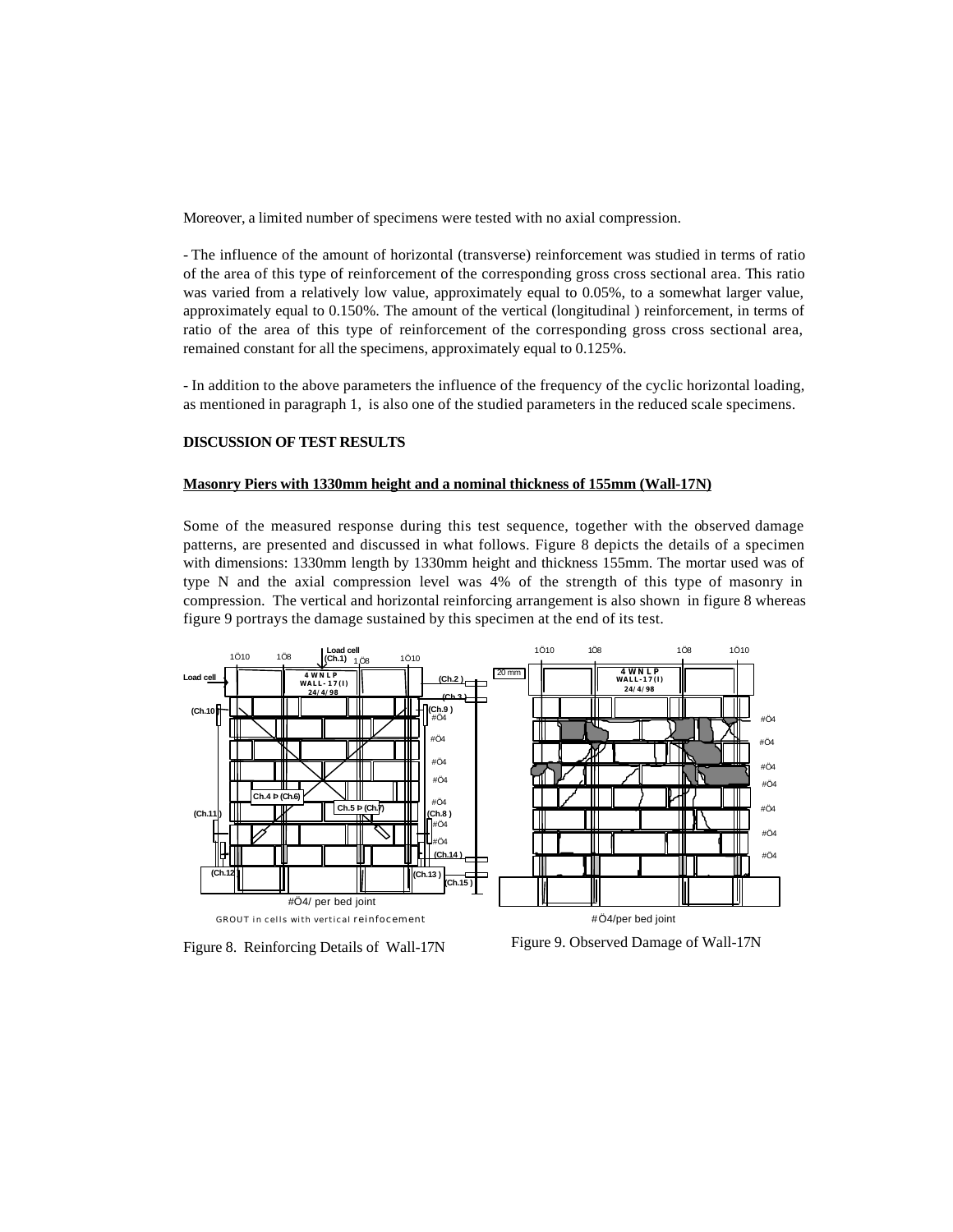Moreover, a limited number of specimens were tested with no axial compression.

- The influence of the amount of horizontal (transverse) reinforcement was studied in terms of ratio of the area of this type of reinforcement of the corresponding gross cross sectional area. This ratio was varied from a relatively low value, approximately equal to 0.05%, to a somewhat larger value, approximately equal to 0.150%. The amount of the vertical (longitudinal ) reinforcement, in terms of ratio of the area of this type of reinforcement of the corresponding gross cross sectional area, remained constant for all the specimens, approximately equal to 0.125%.

- In addition to the above parameters the influence of the frequency of the cyclic horizontal loading, as mentioned in paragraph 1, is also one of the studied parameters in the reduced scale specimens.

**DISCUSSION OF TEST RESULTS**

**Masonry Piers with 1330mm height and a nominal thickness of 155mm (Wall-17N)**

Some of the measured response during this test sequence, together with the observed damage patterns, are presented and discussed in what follows. Figure 8 depicts the details of a specimen with dimensions: 1330mm length by 1330mm height and thickness 155mm. The mortar used was of type N and the axial compression level was 4% of the strength of this type of masonry in compression. The vertical and horizontal reinforcing arrangement is also shown in figure 8 whereas figure 9 portrays the damage sustained by this specimen at the end of its test.

1Ö10 1Ö8 Load cell (Ch.1) 1Ö8 1Ö10

Load cell

4 W N L P WALL-17(I) 24/4/98

(Ch.2) (Ch.3) (Ch.9) (Ch.10)

#Ö4

Ch.4 Þ (Ch.6) Ch.5 Þ (Ch.7)

(Ch.11) (Ch.8) (Ch.14) (Ch.12) (Ch.13) (Ch.15)

#Ö4/ per bed joint

GROUT in cells with vertical reinfocement

Figure 8. Reinforcing Details of Wall-17N

1Ö10 1Ö8 1Ö8 1Ö10

20 mm

4 W N L P WALL-17(I) 24/4/98

#Ö4

#Ö4/per bed joint

Figure 9. Observed Damage of Wall-17N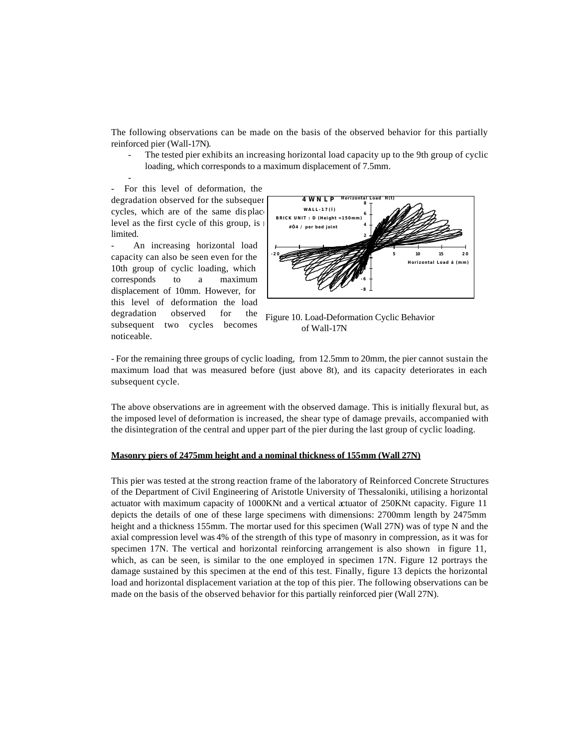The following observations can be made on the basis of the observed behavior for this partially reinforced pier (Wall-17N).

- The tested pier exhibits an increasing horizontal load capacity up to the 9th group of cyclic loading, which corresponds to a maximum displacement of 7.5mm.
-
- For this level of deformation, the degradation observed for the subsequent cycles, which are of the same displacement level as the first cycle of this group, is limited.
- An increasing horizontal load capacity can also be seen even for the 10th group of cyclic loading, which corresponds to a maximum displacement of 10mm. However, for this level of deformation the load degradation observed for the subsequent two cycles becomes noticeable.

4 W N L P
Horizontal Load H(t)
WALL-17(Ì)
BRICK UNIT : D (Height =150mm)
#Ö4 / per bed joint
8
6
4
2
-20
5
10
15
20
Horizontal Load ä (mm)
-6
-8

Figure 10. Load-Deformation Cyclic Behavior of Wall-17N

- For the remaining three groups of cyclic loading, from 12.5mm to 20mm, the pier cannot sustain the maximum load that was measured before (just above 8t), and its capacity deteriorates in each subsequent cycle.

The above observations are in agreement with the observed damage. This is initially flexural but, as the imposed level of deformation is increased, the shear type of damage prevails, accompanied with the disintegration of the central and upper part of the pier during the last group of cyclic loading.

**Masonry piers of 2475mm height and a nominal thickness of 155mm (Wall 27N)**

This pier was tested at the strong reaction frame of the laboratory of Reinforced Concrete Structures of the Department of Civil Engineering of Aristotle University of Thessaloniki, utilising a horizontal actuator with maximum capacity of 1000KNt and a vertical actuator of 250KNt capacity. Figure 11 depicts the details of one of these large specimens with dimensions: 2700mm length by 2475mm height and a thickness 155mm. The mortar used for this specimen (Wall 27N) was of type N and the axial compression level was 4% of the strength of this type of masonry in compression, as it was for specimen 17N. The vertical and horizontal reinforcing arrangement is also shown in figure 11, which, as can be seen, is similar to the one employed in specimen 17N. Figure 12 portrays the damage sustained by this specimen at the end of this test. Finally, figure 13 depicts the horizontal load and horizontal displacement variation at the top of this pier. The following observations can be made on the basis of the observed behavior for this partially reinforced pier (Wall 27N).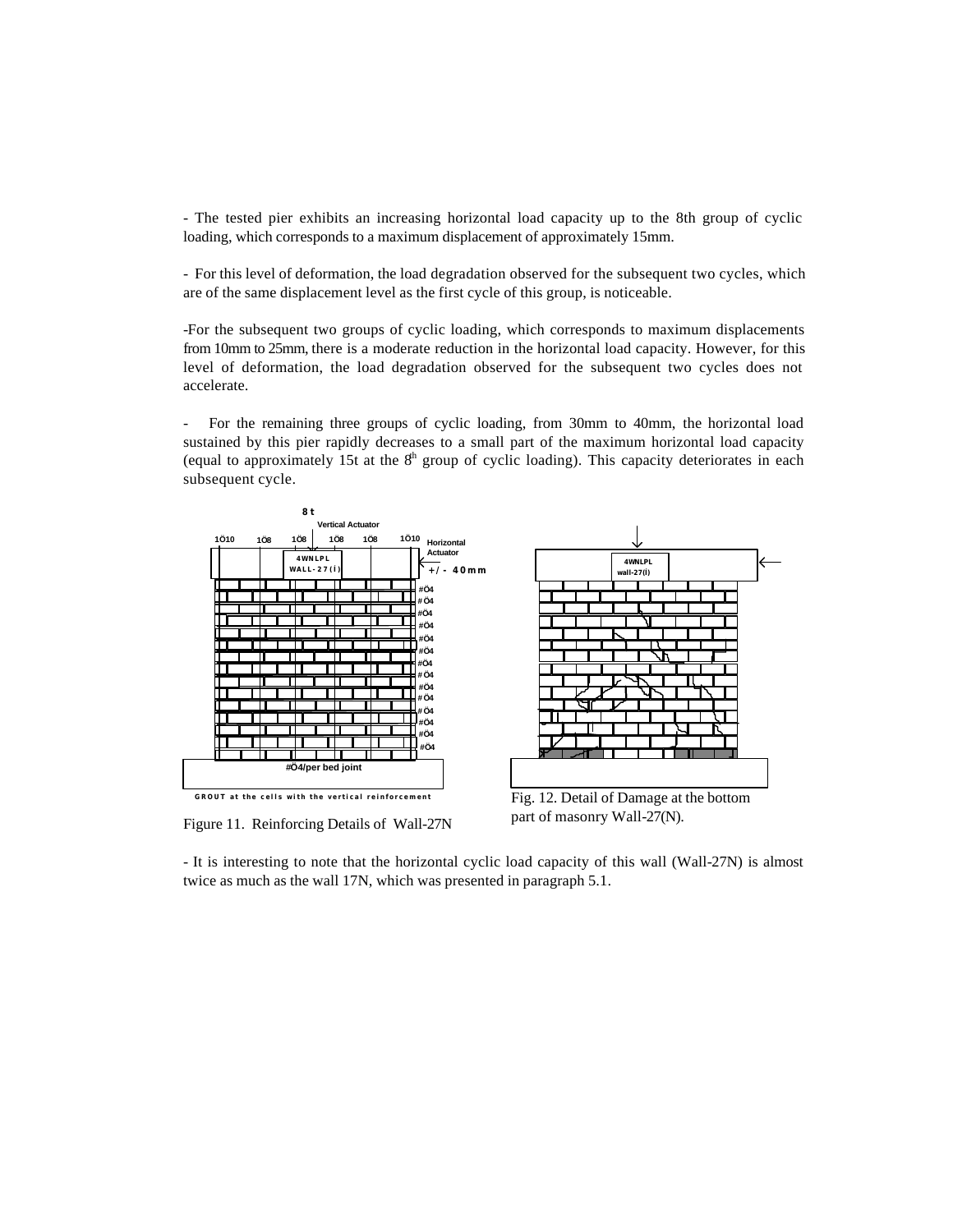- The tested pier exhibits an increasing horizontal load capacity up to the 8th group of cyclic loading, which corresponds to a maximum displacement of approximately 15mm.

- For this level of deformation, the load degradation observed for the subsequent two cycles, which are of the same displacement level as the first cycle of this group, is noticeable.

-For the subsequent two groups of cyclic loading, which corresponds to maximum displacements from 10mm to 25mm, there is a moderate reduction in the horizontal load capacity. However, for this level of deformation, the load degradation observed for the subsequent two cycles does not accelerate.

- For the remaining three groups of cyclic loading, from 30mm to 40mm, the horizontal load sustained by this pier rapidly decreases to a small part of the maximum horizontal load capacity (equal to approximately 15t at the 8th group of cyclic loading). This capacity deteriorates in each subsequent cycle.

8 t

Vertical Actuator

1Ö10 1Ö8 1Ö8 1Ö8 1Ö8 1Ö10

Horizontal Actuator

4WNLPL WALL-27(I)

+/- 40mm

#Ö4
#Ö4
#Ö4
#Ö4
#Ö4
#Ö4
#Ö4
#Ö4
#Ö4
#Ö4
#Ö4
#Ö4
#Ö4
#Ö4

#Ö4/per bed joint

GROUT at the cells with the vertical reinforcement

Figure 11. Reinforcing Details of Wall-27N

4WNLPL wall-27(I)

Fig. 12. Detail of Damage at the bottom part of masonry Wall-27(N).

- It is interesting to note that the horizontal cyclic load capacity of this wall (Wall-27N) is almost twice as much as the wall 17N, which was presented in paragraph 5.1.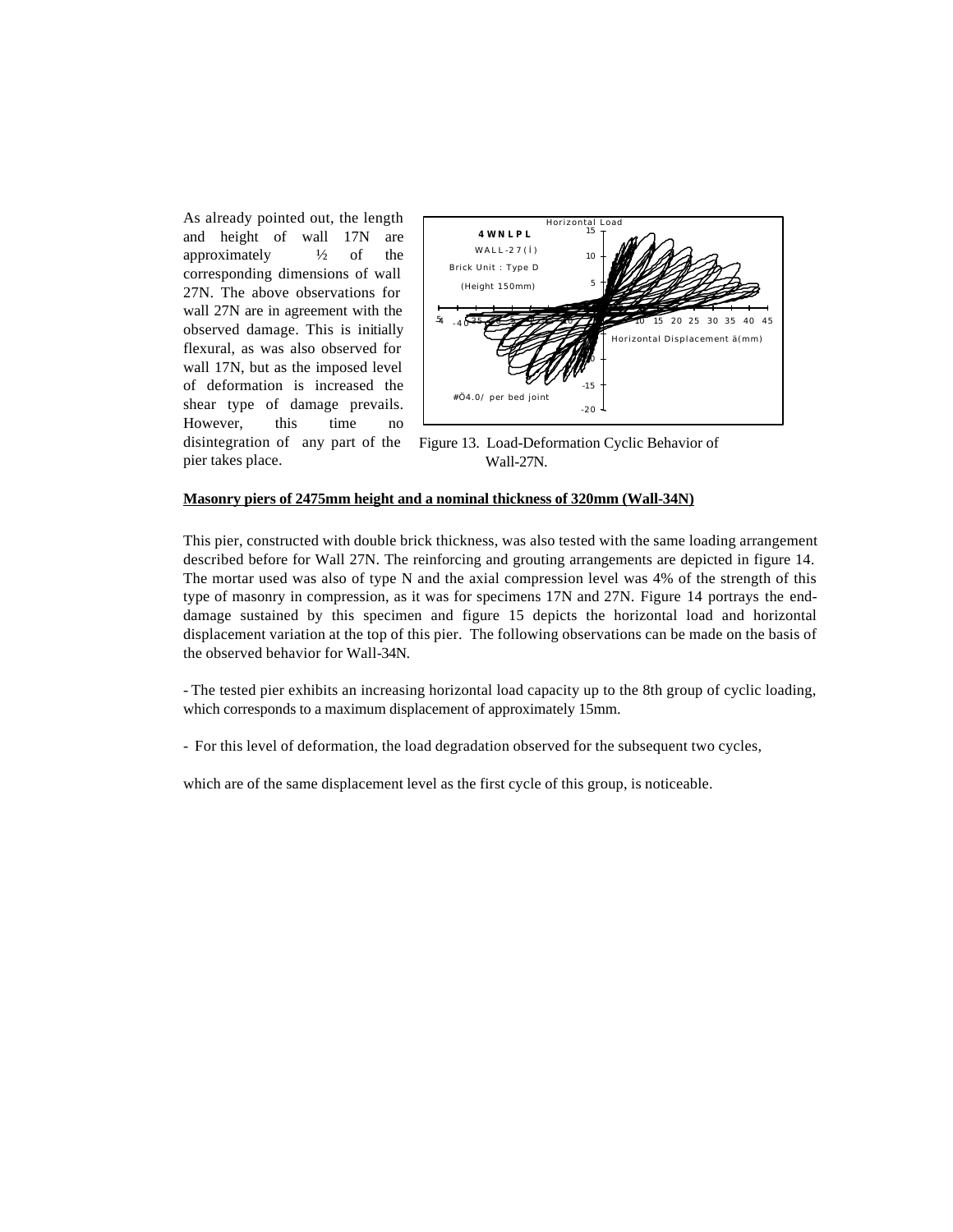As already pointed out, the length and height of wall 17N are approximately ½ of the corresponding dimensions of wall 27N. The above observations for wall 27N are in agreement with the observed damage. This is initially flexural, as was also observed for wall 17N, but as the imposed level of deformation is increased the shear type of damage prevails. However, this time no disintegration of any part of the pier takes place.

Horizontal Load
4WNLPL
WALL-27(Í)
Brick Unit : Type D
(Height 150mm)
15
10
5
-15
-20
Horizontal Displacement ä(mm)
10 15 20 25 30 35 40 45
#Ö4.0/ per bed joint

Figure 13. Load-Deformation Cyclic Behavior of Wall-27N.

**Masonry piers of 2475mm height and a nominal thickness of 320mm (Wall-34N)**

This pier, constructed with double brick thickness, was also tested with the same loading arrangement described before for Wall 27N. The reinforcing and grouting arrangements are depicted in figure 14. The mortar used was also of type N and the axial compression level was 4% of the strength of this type of masonry in compression, as it was for specimens 17N and 27N. Figure 14 portrays the end-damage sustained by this specimen and figure 15 depicts the horizontal load and horizontal displacement variation at the top of this pier. The following observations can be made on the basis of the observed behavior for Wall-34N.

- The tested pier exhibits an increasing horizontal load capacity up to the 8th group of cyclic loading, which corresponds to a maximum displacement of approximately 15mm.

- For this level of deformation, the load degradation observed for the subsequent two cycles,

which are of the same displacement level as the first cycle of this group, is noticeable.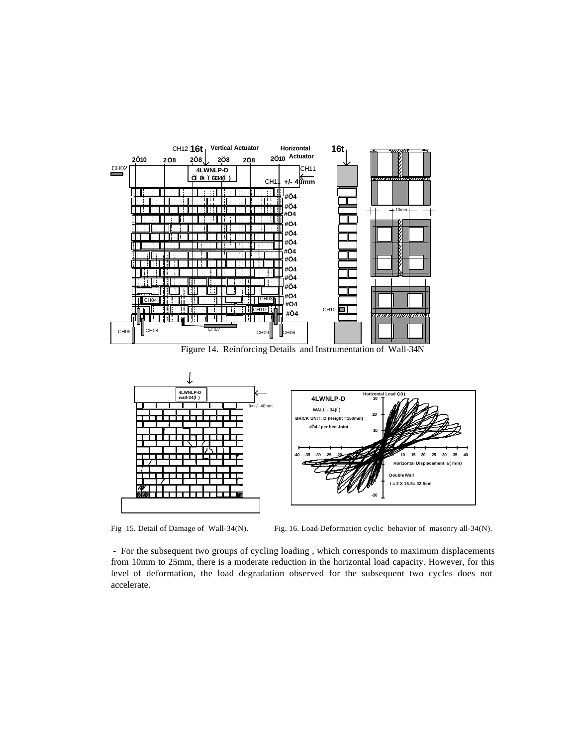CH12 16t Vertical Actuator Horizontal Actuator 16t

2Ö10 2Ö8 2Ö8 2Ö8 2Ö8 2Ö10

CH02 CH11

4LWNLP-D

CH11 +/- 40mm

#Ö4 #Ö4 #Ö4 #Ö4 #Ö4 #Ö4 #Ö4 #Ö4 #Ö4 #Ö4 #Ö4 #Ö4 #Ö4 #Ö4

CH04 CH03 CH10 CH10

CH05 CH08 CH07 CH09 CH06

10mm

Figure 14. Reinforcing Details and Instrumentation of Wall-34N

4LWNLP-D
wall-34(Í )

ä=+/- 40mm

Horizontal Load Ç(t)

4LWNLP-D

WALL - 34(Í )

BRICK UNIT: D (Height =150mm)

#Ö4 / per bed Joint

30 20 10 -30

-40 -35 -30 -25 -20 10 15 20 25 30 35 40

Horizontal Displacement ä ( mm)

Double Wall

t = 2 X 15.5= 32.5cm

Fig 15. Detail of Damage of Wall-34(N).

Fig. 16. Load-Deformation cyclic behavior of masonry all-34(N).

- For the subsequent two groups of cycling loading , which corresponds to maximum displacements from 10mm to 25mm, there is a moderate reduction in the horizontal load capacity. However, for this level of deformation, the load degradation observed for the subsequent two cycles does not accelerate.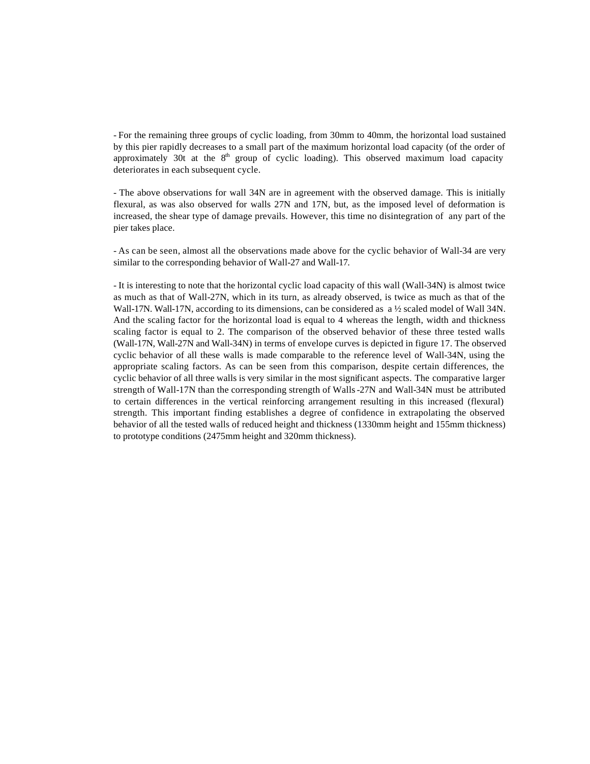- For the remaining three groups of cyclic loading, from 30mm to 40mm, the horizontal load sustained by this pier rapidly decreases to a small part of the maximum horizontal load capacity (of the order of approximately 30t at the 8th group of cyclic loading). This observed maximum load capacity deteriorates in each subsequent cycle.

- The above observations for wall 34N are in agreement with the observed damage. This is initially flexural, as was also observed for walls 27N and 17N, but, as the imposed level of deformation is increased, the shear type of damage prevails. However, this time no disintegration of any part of the pier takes place.

- As can be seen, almost all the observations made above for the cyclic behavior of Wall-34 are very similar to the corresponding behavior of Wall-27 and Wall-17.

- It is interesting to note that the horizontal cyclic load capacity of this wall (Wall-34N) is almost twice as much as that of Wall-27N, which in its turn, as already observed, is twice as much as that of the Wall-17N. Wall-17N, according to its dimensions, can be considered as a ½ scaled model of Wall 34N. And the scaling factor for the horizontal load is equal to 4 whereas the length, width and thickness scaling factor is equal to 2. The comparison of the observed behavior of these three tested walls (Wall-17N, Wall-27N and Wall-34N) in terms of envelope curves is depicted in figure 17. The observed cyclic behavior of all these walls is made comparable to the reference level of Wall-34N, using the appropriate scaling factors. As can be seen from this comparison, despite certain differences, the cyclic behavior of all three walls is very similar in the most significant aspects. The comparative larger strength of Wall-17N than the corresponding strength of Walls-27N and Wall-34N must be attributed to certain differences in the vertical reinforcing arrangement resulting in this increased (flexural) strength. This important finding establishes a degree of confidence in extrapolating the observed behavior of all the tested walls of reduced height and thickness (1330mm height and 155mm thickness) to prototype conditions (2475mm height and 320mm thickness).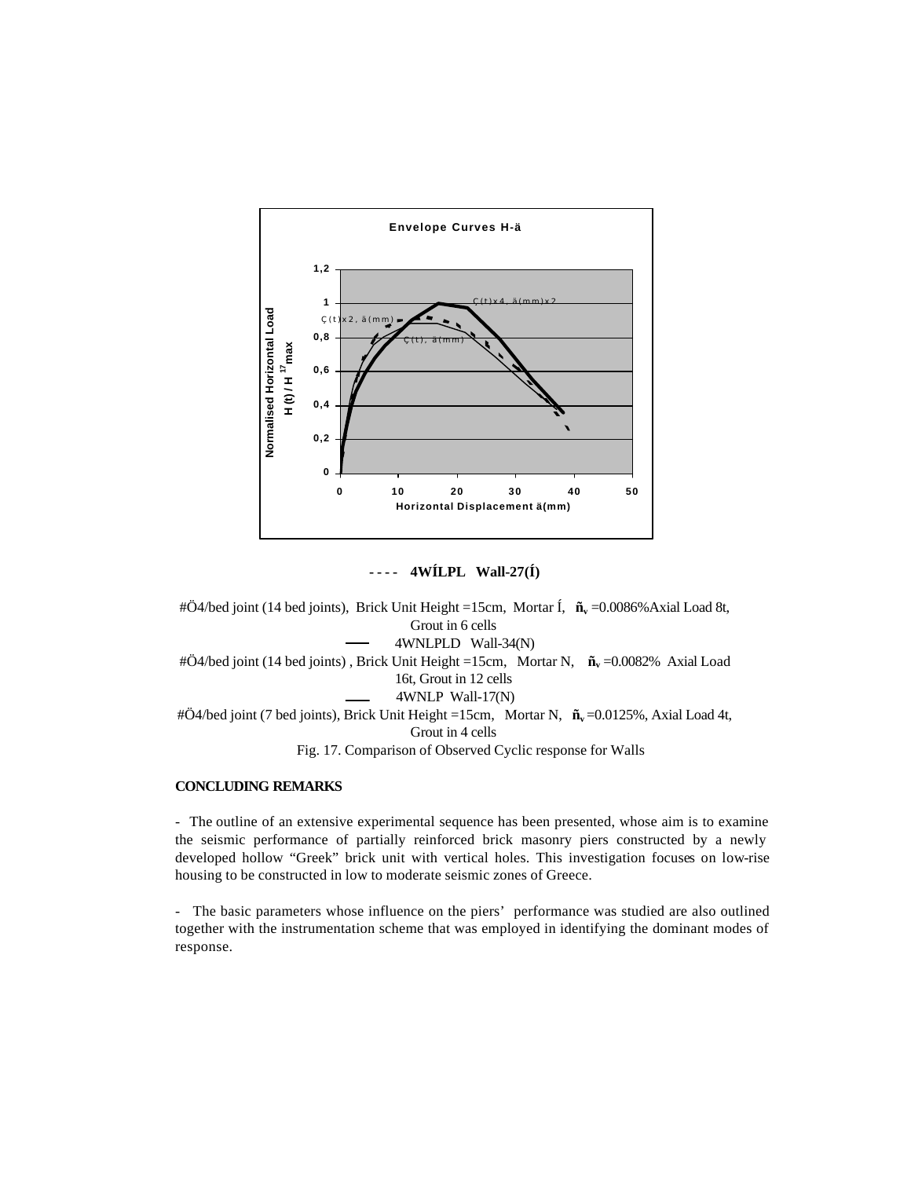Envelope Curves H-ä

1,2

1

0,8

0,6

0,4

0,2

0

0 10 20 30 40 50

Horizontal Displacement ä(mm)

Normalised Horizontal Load

H (t) / H [17] max

Ç(t)x4, ä(mm)x2

Ç(t)x2, ä(mm)

Ç(t), ä(mm)

- - - - **4WÍLPL Wall-27(Í)**

#Ö4/bed joint (14 bed joints), Brick Unit Height =15cm, Mortar Í, **ñ**$_v$ =0.0086% Axial Load 8t, Grout in 6 cells

—— 4WNLPLD Wall-34(N)

#Ö4/bed joint (14 bed joints) , Brick Unit Height =15cm, Mortar N, **ñ**$_v$ =0.0082% Axial Load 16t, Grout in 12 cells

—— 4WNLP Wall-17(N)

#Ö4/bed joint (7 bed joints), Brick Unit Height =15cm, Mortar N, **ñ**$_v$ =0.0125%, Axial Load 4t, Grout in 4 cells

Fig. 17. Comparison of Observed Cyclic response for Walls

## CONCLUDING REMARKS

- The outline of an extensive experimental sequence has been presented, whose aim is to examine the seismic performance of partially reinforced brick masonry piers constructed by a newly developed hollow "Greek" brick unit with vertical holes. This investigation focuses on low-rise housing to be constructed in low to moderate seismic zones of Greece.

- The basic parameters whose influence on the piers' performance was studied are also outlined together with the instrumentation scheme that was employed in identifying the dominant modes of response.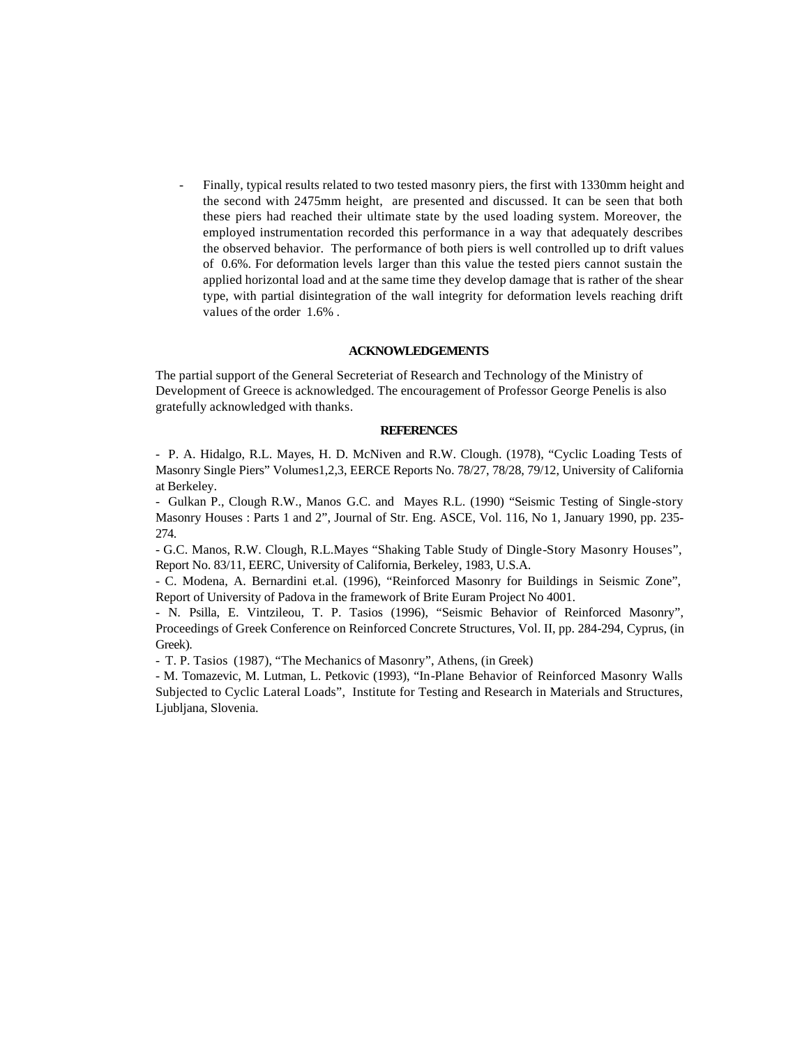- Finally, typical results related to two tested masonry piers, the first with 1330mm height and the second with 2475mm height, are presented and discussed. It can be seen that both these piers had reached their ultimate state by the used loading system. Moreover, the employed instrumentation recorded this performance in a way that adequately describes the observed behavior. The performance of both piers is well controlled up to drift values of 0.6%. For deformation levels larger than this value the tested piers cannot sustain the applied horizontal load and at the same time they develop damage that is rather of the shear type, with partial disintegration of the wall integrity for deformation levels reaching drift values of the order 1.6% .

## ACKNOWLEDGEMENTS

The partial support of the General Secreteriat of Research and Technology of the Ministry of Development of Greece is acknowledged. The encouragement of Professor George Penelis is also gratefully acknowledged with thanks.

## REFERENCES

- P. A. Hidalgo, R.L. Mayes, H. D. McNiven and R.W. Clough. (1978), "Cyclic Loading Tests of Masonry Single Piers" Volumes1,2,3, EERCE Reports No. 78/27, 78/28, 79/12, University of California at Berkeley.
- Gulkan P., Clough R.W., Manos G.C. and Mayes R.L. (1990) "Seismic Testing of Single-story Masonry Houses : Parts 1 and 2", Journal of Str. Eng. ASCE, Vol. 116, No 1, January 1990, pp. 235-274.
- G.C. Manos, R.W. Clough, R.L.Mayes "Shaking Table Study of Dingle-Story Masonry Houses", Report No. 83/11, EERC, University of California, Berkeley, 1983, U.S.A.
- C. Modena, A. Bernardini et.al. (1996), "Reinforced Masonry for Buildings in Seismic Zone", Report of University of Padova in the framework of Brite Euram Project No 4001.
- N. Psilla, E. Vintzileou, T. P. Tasios (1996), "Seismic Behavior of Reinforced Masonry", Proceedings of Greek Conference on Reinforced Concrete Structures, Vol. II, pp. 284-294, Cyprus, (in Greek).
- T. P. Tasios (1987), "The Mechanics of Masonry", Athens, (in Greek)
- M. Tomazevic, M. Lutman, L. Petkovic (1993), "In-Plane Behavior of Reinforced Masonry Walls Subjected to Cyclic Lateral Loads", Institute for Testing and Research in Materials and Structures, Ljubljana, Slovenia.